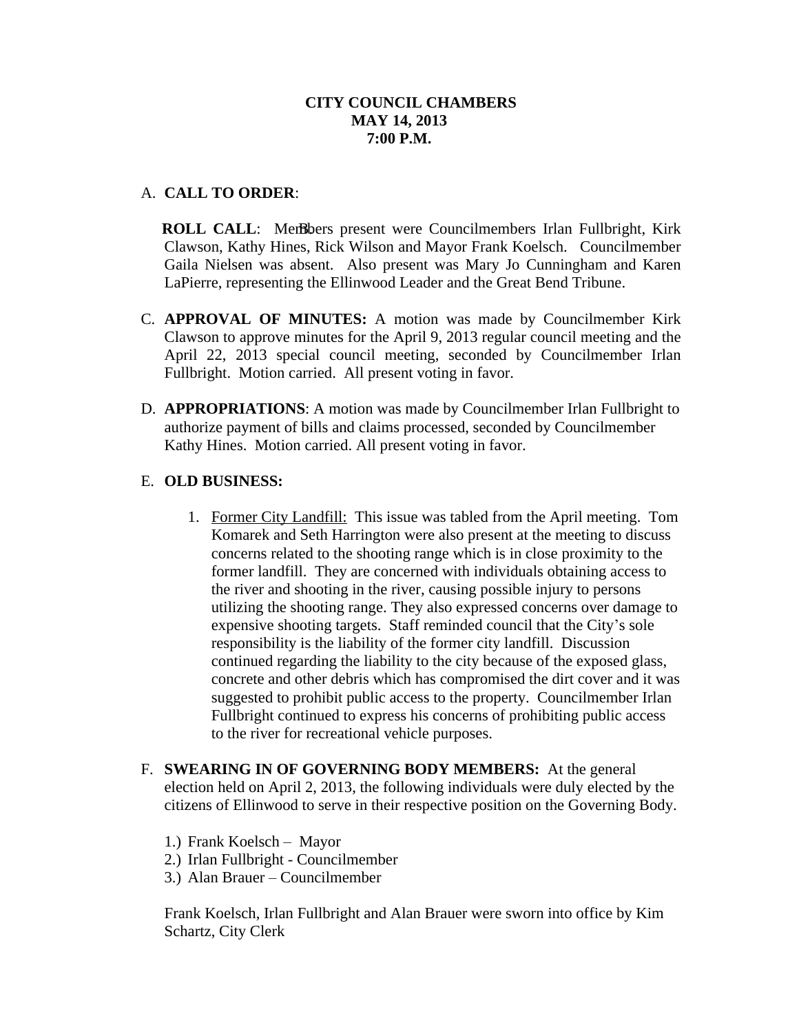**CITY COUNCIL CHAMBERS**
**MAY 14, 2013**
**7:00 P.M.**

A. **CALL TO ORDER**:

B. **ROLL CALL**: Members present were Councilmembers Irlan Fullbright, Kirk Clawson, Kathy Hines, Rick Wilson and Mayor Frank Koelsch. Councilmember Gaila Nielsen was absent. Also present was Mary Jo Cunningham and Karen LaPierre, representing the Ellinwood Leader and the Great Bend Tribune.

C. **APPROVAL OF MINUTES:** A motion was made by Councilmember Kirk Clawson to approve minutes for the April 9, 2013 regular council meeting and the April 22, 2013 special council meeting, seconded by Councilmember Irlan Fullbright. Motion carried. All present voting in favor.

D. **APPROPRIATIONS**: A motion was made by Councilmember Irlan Fullbright to authorize payment of bills and claims processed, seconded by Councilmember Kathy Hines. Motion carried. All present voting in favor.

E. **OLD BUSINESS:**

   1. Former City Landfill: This issue was tabled from the April meeting. Tom Komarek and Seth Harrington were also present at the meeting to discuss concerns related to the shooting range which is in close proximity to the former landfill. They are concerned with individuals obtaining access to the river and shooting in the river, causing possible injury to persons utilizing the shooting range. They also expressed concerns over damage to expensive shooting targets. Staff reminded council that the City's sole responsibility is the liability of the former city landfill. Discussion continued regarding the liability to the city because of the exposed glass, concrete and other debris which has compromised the dirt cover and it was suggested to prohibit public access to the property. Councilmember Irlan Fullbright continued to express his concerns of prohibiting public access to the river for recreational vehicle purposes.

F. **SWEARING IN OF GOVERNING BODY MEMBERS:** At the general election held on April 2, 2013, the following individuals were duly elected by the citizens of Ellinwood to serve in their respective position on the Governing Body.

   1.) Frank Koelsch – Mayor
   2.) Irlan Fullbright - Councilmember
   3.) Alan Brauer – Councilmember

   Frank Koelsch, Irlan Fullbright and Alan Brauer were sworn into office by Kim Schartz, City Clerk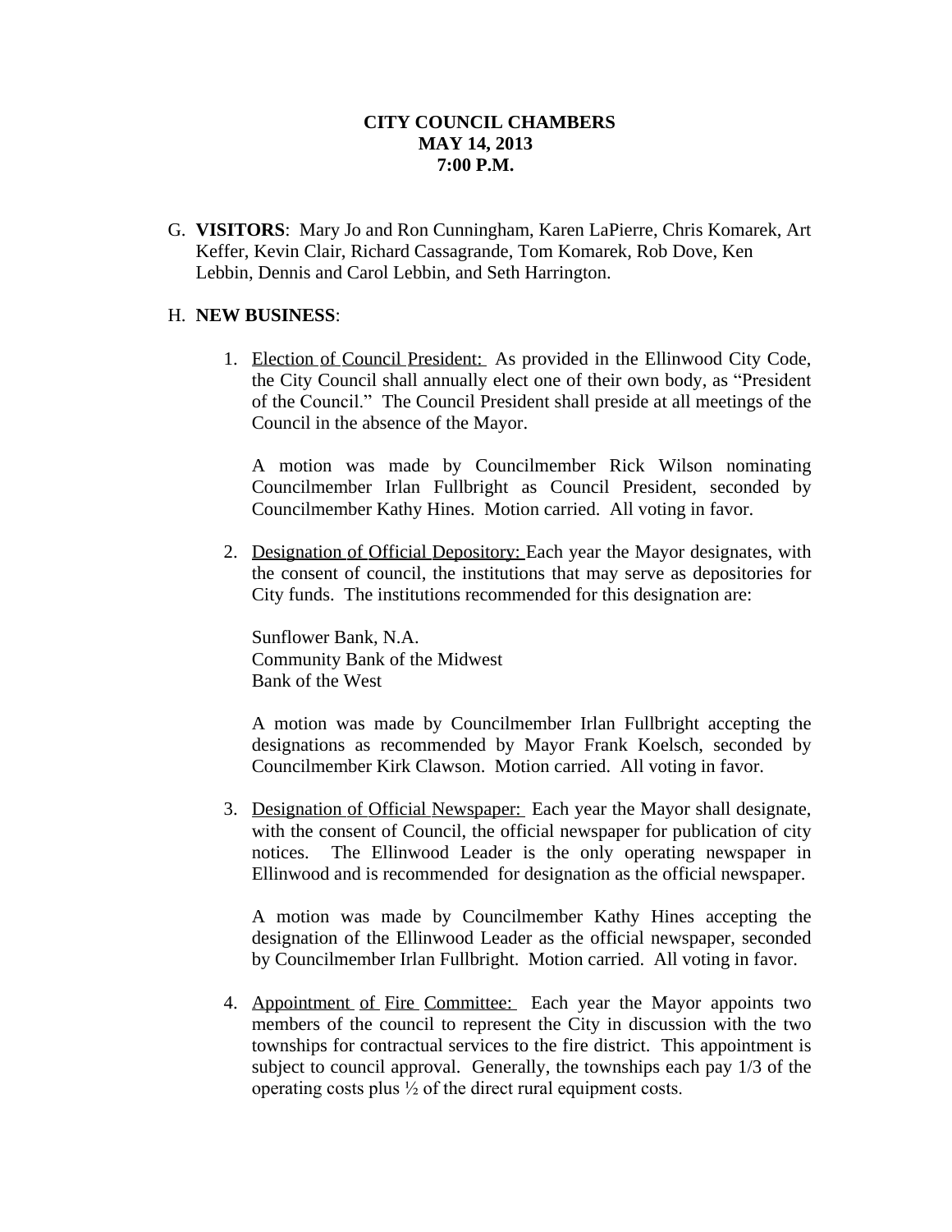**CITY COUNCIL CHAMBERS**
**MAY 14, 2013**
**7:00 P.M.**

G. **VISITORS**: Mary Jo and Ron Cunningham, Karen LaPierre, Chris Komarek, Art Keffer, Kevin Clair, Richard Cassagrande, Tom Komarek, Rob Dove, Ken Lebbin, Dennis and Carol Lebbin, and Seth Harrington.

H. **NEW BUSINESS**:

1. Election of Council President: As provided in the Ellinwood City Code, the City Council shall annually elect one of their own body, as "President of the Council." The Council President shall preside at all meetings of the Council in the absence of the Mayor.

   A motion was made by Councilmember Rick Wilson nominating Councilmember Irlan Fullbright as Council President, seconded by Councilmember Kathy Hines. Motion carried. All voting in favor.

2. Designation of Official Depository: Each year the Mayor designates, with the consent of council, the institutions that may serve as depositories for City funds. The institutions recommended for this designation are:

   Sunflower Bank, N.A.
   Community Bank of the Midwest
   Bank of the West

   A motion was made by Councilmember Irlan Fullbright accepting the designations as recommended by Mayor Frank Koelsch, seconded by Councilmember Kirk Clawson. Motion carried. All voting in favor.

3. Designation of Official Newspaper: Each year the Mayor shall designate, with the consent of Council, the official newspaper for publication of city notices. The Ellinwood Leader is the only operating newspaper in Ellinwood and is recommended for designation as the official newspaper.

   A motion was made by Councilmember Kathy Hines accepting the designation of the Ellinwood Leader as the official newspaper, seconded by Councilmember Irlan Fullbright. Motion carried. All voting in favor.

4. Appointment of Fire Committee: Each year the Mayor appoints two members of the council to represent the City in discussion with the two townships for contractual services to the fire district. This appointment is subject to council approval. Generally, the townships each pay 1/3 of the operating costs plus ½ of the direct rural equipment costs.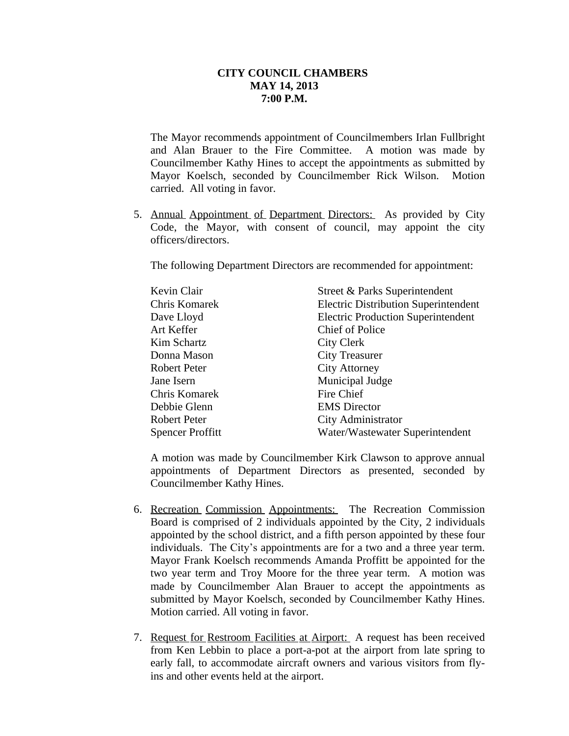**CITY COUNCIL CHAMBERS**
**MAY 14, 2013**
**7:00 P.M.**

The Mayor recommends appointment of Councilmembers Irlan Fullbright and Alan Brauer to the Fire Committee. A motion was made by Councilmember Kathy Hines to accept the appointments as submitted by Mayor Koelsch, seconded by Councilmember Rick Wilson. Motion carried. All voting in favor.

5. Annual Appointment of Department Directors: As provided by City Code, the Mayor, with consent of council, may appoint the city officers/directors.

   The following Department Directors are recommended for appointment:

   | | |
   |---|---|
   | Kevin Clair | Street & Parks Superintendent |
   | Chris Komarek | Electric Distribution Superintendent |
   | Dave Lloyd | Electric Production Superintendent |
   | Art Keffer | Chief of Police |
   | Kim Schartz | City Clerk |
   | Donna Mason | City Treasurer |
   | Robert Peter | City Attorney |
   | Jane Isern | Municipal Judge |
   | Chris Komarek | Fire Chief |
   | Debbie Glenn | EMS Director |
   | Robert Peter | City Administrator |
   | Spencer Proffitt | Water/Wastewater Superintendent |

   A motion was made by Councilmember Kirk Clawson to approve annual appointments of Department Directors as presented, seconded by Councilmember Kathy Hines.

6. Recreation Commission Appointments: The Recreation Commission Board is comprised of 2 individuals appointed by the City, 2 individuals appointed by the school district, and a fifth person appointed by these four individuals. The City's appointments are for a two and a three year term. Mayor Frank Koelsch recommends Amanda Proffitt be appointed for the two year term and Troy Moore for the three year term. A motion was made by Councilmember Alan Brauer to accept the appointments as submitted by Mayor Koelsch, seconded by Councilmember Kathy Hines. Motion carried. All voting in favor.

7. Request for Restroom Facilities at Airport: A request has been received from Ken Lebbin to place a port-a-pot at the airport from late spring to early fall, to accommodate aircraft owners and various visitors from fly-ins and other events held at the airport.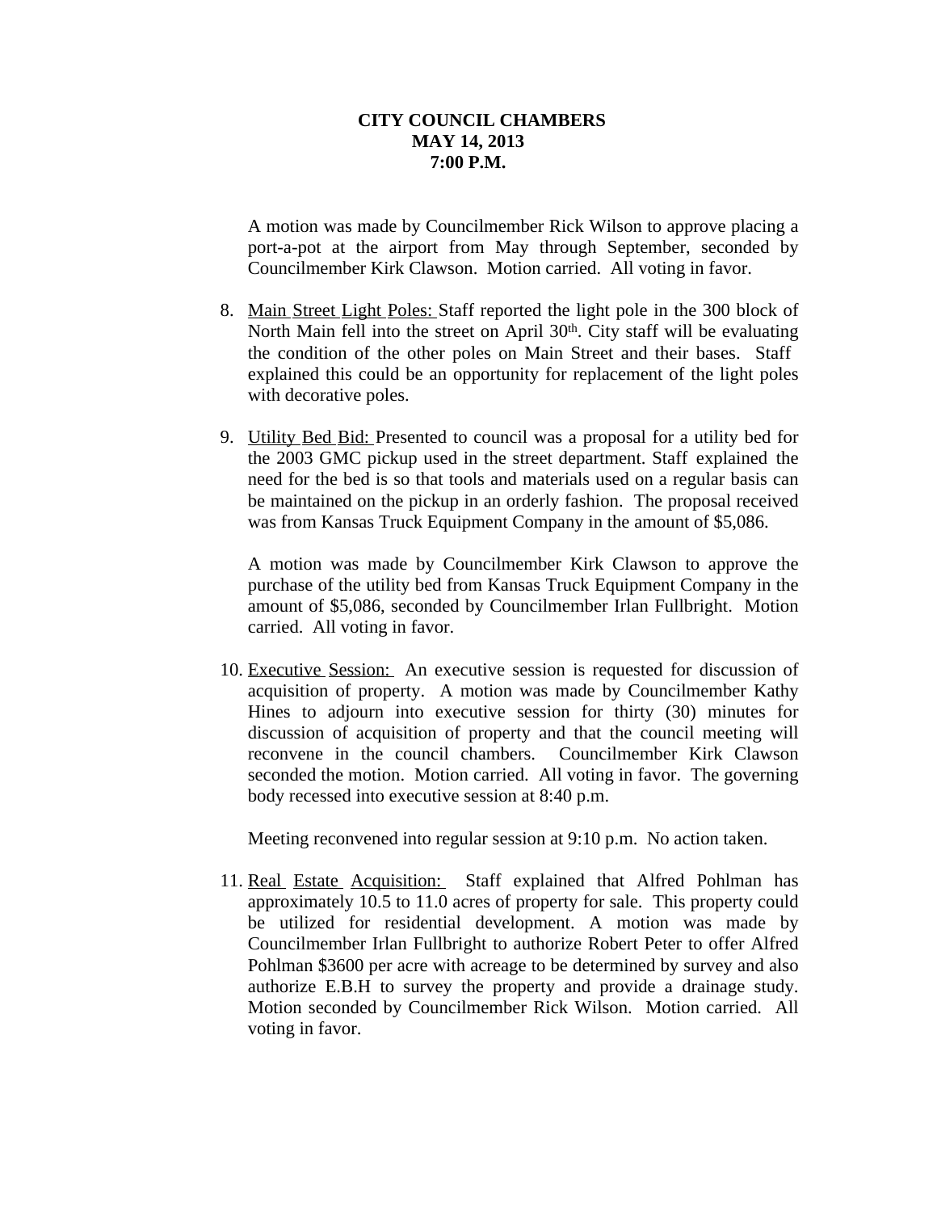**CITY COUNCIL CHAMBERS**
**MAY 14, 2013**
**7:00 P.M.**

A motion was made by Councilmember Rick Wilson to approve placing a port-a-pot at the airport from May through September, seconded by Councilmember Kirk Clawson. Motion carried. All voting in favor.

8. Main Street Light Poles: Staff reported the light pole in the 300 block of North Main fell into the street on April 30th. City staff will be evaluating the condition of the other poles on Main Street and their bases. Staff explained this could be an opportunity for replacement of the light poles with decorative poles.

9. Utility Bed Bid: Presented to council was a proposal for a utility bed for the 2003 GMC pickup used in the street department. Staff explained the need for the bed is so that tools and materials used on a regular basis can be maintained on the pickup in an orderly fashion. The proposal received was from Kansas Truck Equipment Company in the amount of $5,086.

   A motion was made by Councilmember Kirk Clawson to approve the purchase of the utility bed from Kansas Truck Equipment Company in the amount of $5,086, seconded by Councilmember Irlan Fullbright. Motion carried. All voting in favor.

10. Executive Session: An executive session is requested for discussion of acquisition of property. A motion was made by Councilmember Kathy Hines to adjourn into executive session for thirty (30) minutes for discussion of acquisition of property and that the council meeting will reconvene in the council chambers. Councilmember Kirk Clawson seconded the motion. Motion carried. All voting in favor. The governing body recessed into executive session at 8:40 p.m.

    Meeting reconvened into regular session at 9:10 p.m. No action taken.

11. Real Estate Acquisition: Staff explained that Alfred Pohlman has approximately 10.5 to 11.0 acres of property for sale. This property could be utilized for residential development. A motion was made by Councilmember Irlan Fullbright to authorize Robert Peter to offer Alfred Pohlman $3600 per acre with acreage to be determined by survey and also authorize E.B.H to survey the property and provide a drainage study. Motion seconded by Councilmember Rick Wilson. Motion carried. All voting in favor.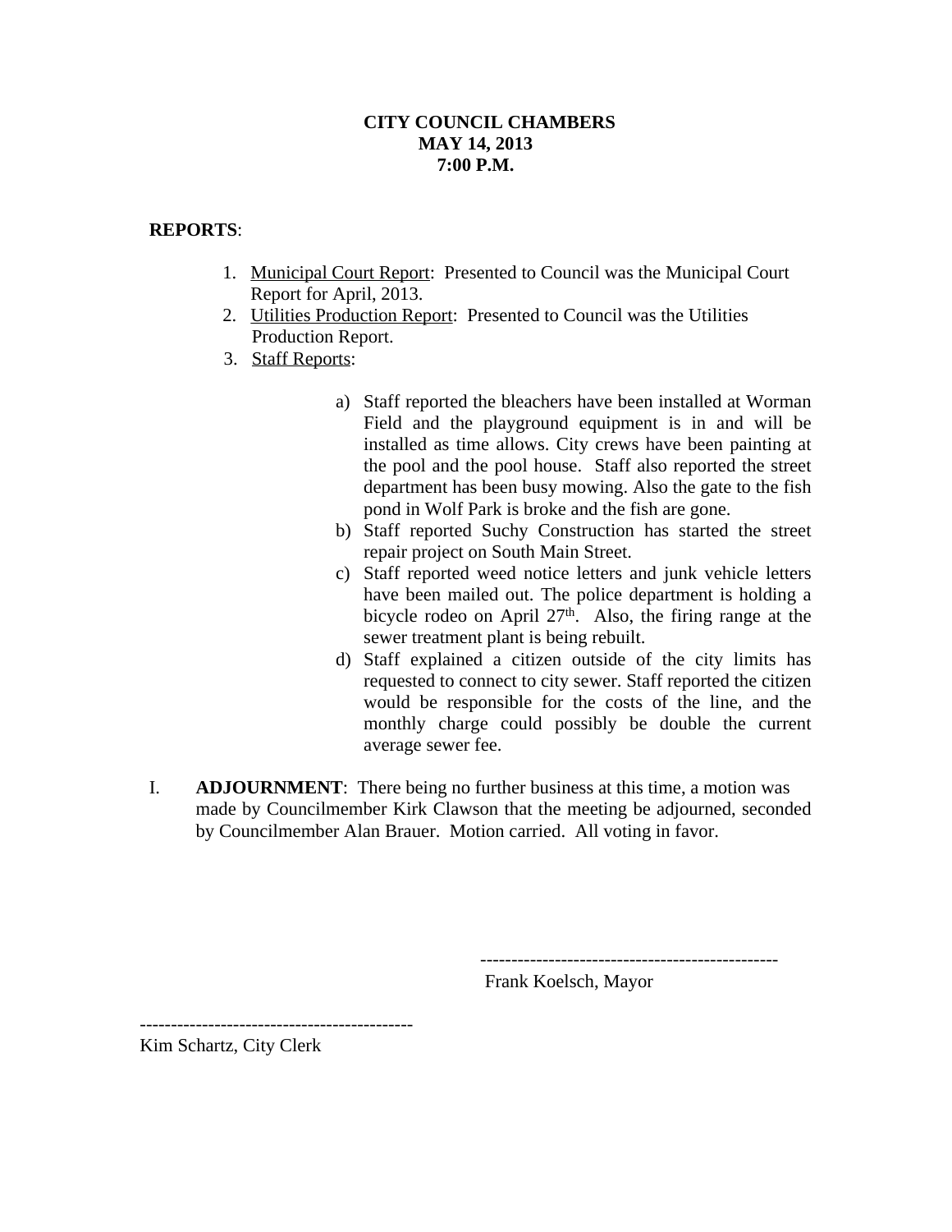**CITY COUNCIL CHAMBERS**
**MAY 14, 2013**
**7:00 P.M.**

**REPORTS**:

1. Municipal Court Report: Presented to Council was the Municipal Court Report for April, 2013.
2. Utilities Production Report: Presented to Council was the Utilities Production Report.
3. Staff Reports:

   a) Staff reported the bleachers have been installed at Worman Field and the playground equipment is in and will be installed as time allows. City crews have been painting at the pool and the pool house. Staff also reported the street department has been busy mowing. Also the gate to the fish pond in Wolf Park is broke and the fish are gone.

   b) Staff reported Suchy Construction has started the street repair project on South Main Street.

   c) Staff reported weed notice letters and junk vehicle letters have been mailed out. The police department is holding a bicycle rodeo on April 27th. Also, the firing range at the sewer treatment plant is being rebuilt.

   d) Staff explained a citizen outside of the city limits has requested to connect to city sewer. Staff reported the citizen would be responsible for the costs of the line, and the monthly charge could possibly be double the current average sewer fee.

I. **ADJOURNMENT**: There being no further business at this time, a motion was made by Councilmember Kirk Clawson that the meeting be adjourned, seconded by Councilmember Alan Brauer. Motion carried. All voting in favor.

------------------------------------------------
Frank Koelsch, Mayor

--------------------------------------------
Kim Schartz, City Clerk